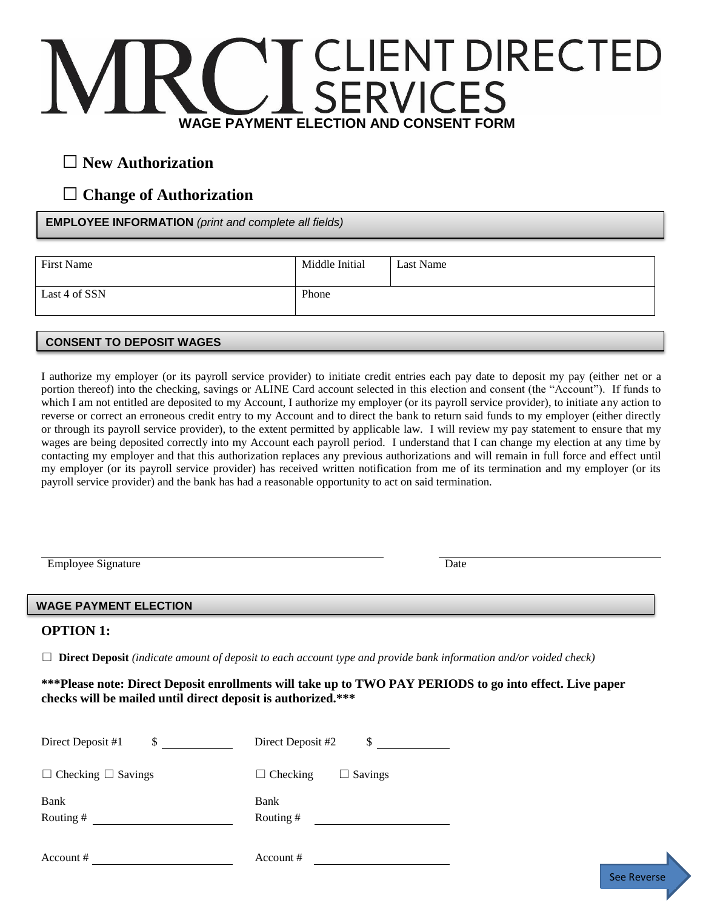# MRCI CLIENT DIRECTED SERVICES

## WAGE PAYMENT ELECTION AND CONSENT FORM

☐ **New Authorization**

☐ **Change of Authorization**

### EMPLOYEE INFORMATION *(print and complete all fields)*

| First Name | Middle Initial | Last Name |
|---|---|---|
| Last 4 of SSN | Phone | |

### CONSENT TO DEPOSIT WAGES

I authorize my employer (or its payroll service provider) to initiate credit entries each pay date to deposit my pay (either net or a portion thereof) into the checking, savings or ALINE Card account selected in this election and consent (the "Account"). If funds to which I am not entitled are deposited to my Account, I authorize my employer (or its payroll service provider), to initiate any action to reverse or correct an erroneous credit entry to my Account and to direct the bank to return said funds to my employer (either directly or through its payroll service provider), to the extent permitted by applicable law. I will review my pay statement to ensure that my wages are being deposited correctly into my Account each payroll period. I understand that I can change my election at any time by contacting my employer and that this authorization replaces any previous authorizations and will remain in full force and effect until my employer (or its payroll service provider) has received written notification from me of its termination and my employer (or its payroll service provider) and the bank has had a reasonable opportunity to act on said termination.

Employee Signature ______________________________ Date ____________________

### WAGE PAYMENT ELECTION

**OPTION 1:**

☐ **Direct Deposit** *(indicate amount of deposit to each account type and provide bank information and/or voided check)*

**\*\*\*Please note: Direct Deposit enrollments will take up to TWO PAY PERIODS to go into effect. Live paper checks will be mailed until direct deposit is authorized.\*\*\***

| Direct Deposit #1 | Direct Deposit #2 |
|---|---|
| $ ____________ | $ ____________ |
| ☐ Checking ☐ Savings | ☐ Checking ☐ Savings |
| Bank Routing # ____________ | Bank Routing # ____________ |
| Account # ____________ | Account # ____________ |

See Reverse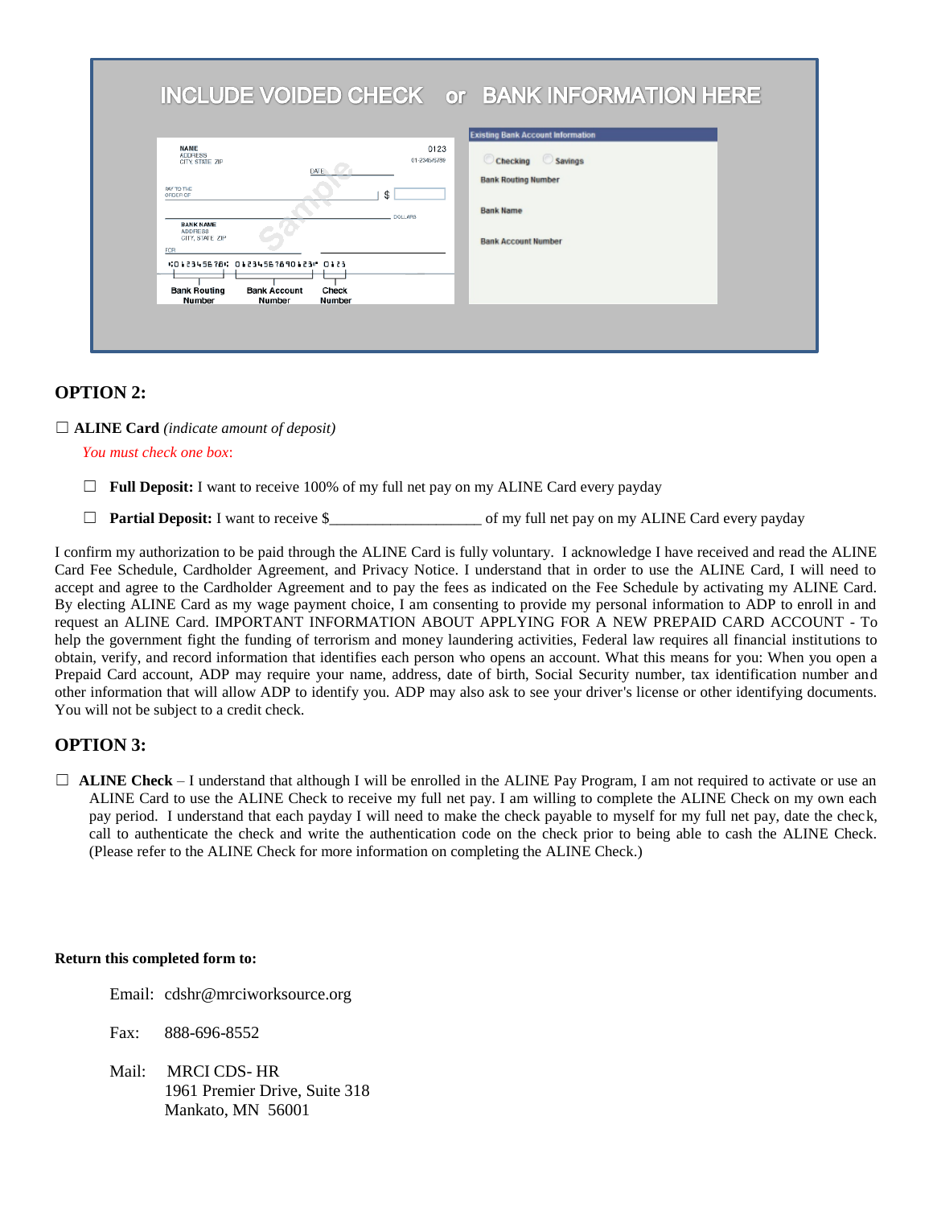INCLUDE VOIDED CHECK or BANK INFORMATION HERE

NAME
ADDRESS
CITY, STATE ZIP

0123
01-2345/6789

DATE

PAY TO THE ORDER OF $

DOLLARS

BANK NAME
ADDRESS
CITY, STATE ZIP

FOR

Sample

Bank Routing Number | Bank Account Number | Check Number

Existing Bank Account Information

☐ Checking ☐ Savings

Bank Routing Number

Bank Name

Bank Account Number

## OPTION 2:

☐ **ALINE Card** *(indicate amount of deposit)*

*You must check one box*:

- ☐ **Full Deposit:** I want to receive 100% of my full net pay on my ALINE Card every payday
- ☐ **Partial Deposit:** I want to receive $____________________ of my full net pay on my ALINE Card every payday

I confirm my authorization to be paid through the ALINE Card is fully voluntary. I acknowledge I have received and read the ALINE Card Fee Schedule, Cardholder Agreement, and Privacy Notice. I understand that in order to use the ALINE Card, I will need to accept and agree to the Cardholder Agreement and to pay the fees as indicated on the Fee Schedule by activating my ALINE Card. By electing ALINE Card as my wage payment choice, I am consenting to provide my personal information to ADP to enroll in and request an ALINE Card. IMPORTANT INFORMATION ABOUT APPLYING FOR A NEW PREPAID CARD ACCOUNT - To help the government fight the funding of terrorism and money laundering activities, Federal law requires all financial institutions to obtain, verify, and record information that identifies each person who opens an account. What this means for you: When you open a Prepaid Card account, ADP may require your name, address, date of birth, Social Security number, tax identification number and other information that will allow ADP to identify you. ADP may also ask to see your driver's license or other identifying documents. You will not be subject to a credit check.

## OPTION 3:

☐ **ALINE Check** – I understand that although I will be enrolled in the ALINE Pay Program, I am not required to activate or use an ALINE Card to use the ALINE Check to receive my full net pay. I am willing to complete the ALINE Check on my own each pay period. I understand that each payday I will need to make the check payable to myself for my full net pay, date the check, call to authenticate the check and write the authentication code on the check prior to being able to cash the ALINE Check. (Please refer to the ALINE Check for more information on completing the ALINE Check.)

**Return this completed form to:**

Email: cdshr@mrciworksource.org

Fax: 888-696-8552

Mail: MRCI CDS- HR
1961 Premier Drive, Suite 318
Mankato, MN 56001